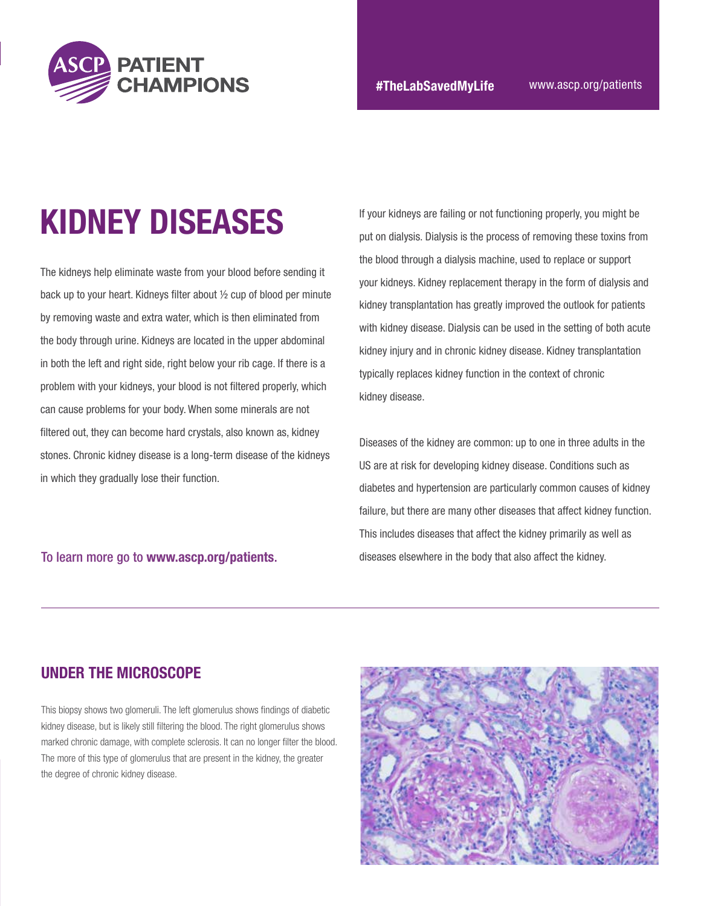ASCP PATIENT CHAMPIONS

**#TheLabSavedMyLife** www.ascp.org/patients

# KIDNEY DISEASES

The kidneys help eliminate waste from your blood before sending it back up to your heart. Kidneys filter about ½ cup of blood per minute by removing waste and extra water, which is then eliminated from the body through urine. Kidneys are located in the upper abdominal in both the left and right side, right below your rib cage. If there is a problem with your kidneys, your blood is not filtered properly, which can cause problems for your body. When some minerals are not filtered out, they can become hard crystals, also known as, kidney stones. Chronic kidney disease is a long-term disease of the kidneys in which they gradually lose their function.

To learn more go to **www.ascp.org/patients**.

If your kidneys are failing or not functioning properly, you might be put on dialysis. Dialysis is the process of removing these toxins from the blood through a dialysis machine, used to replace or support your kidneys. Kidney replacement therapy in the form of dialysis and kidney transplantation has greatly improved the outlook for patients with kidney disease. Dialysis can be used in the setting of both acute kidney injury and in chronic kidney disease. Kidney transplantation typically replaces kidney function in the context of chronic kidney disease.

Diseases of the kidney are common: up to one in three adults in the US are at risk for developing kidney disease. Conditions such as diabetes and hypertension are particularly common causes of kidney failure, but there are many other diseases that affect kidney function. This includes diseases that affect the kidney primarily as well as diseases elsewhere in the body that also affect the kidney.

## UNDER THE MICROSCOPE

This biopsy shows two glomeruli. The left glomerulus shows findings of diabetic kidney disease, but is likely still filtering the blood. The right glomerulus shows marked chronic damage, with complete sclerosis. It can no longer filter the blood. The more of this type of glomerulus that are present in the kidney, the greater the degree of chronic kidney disease.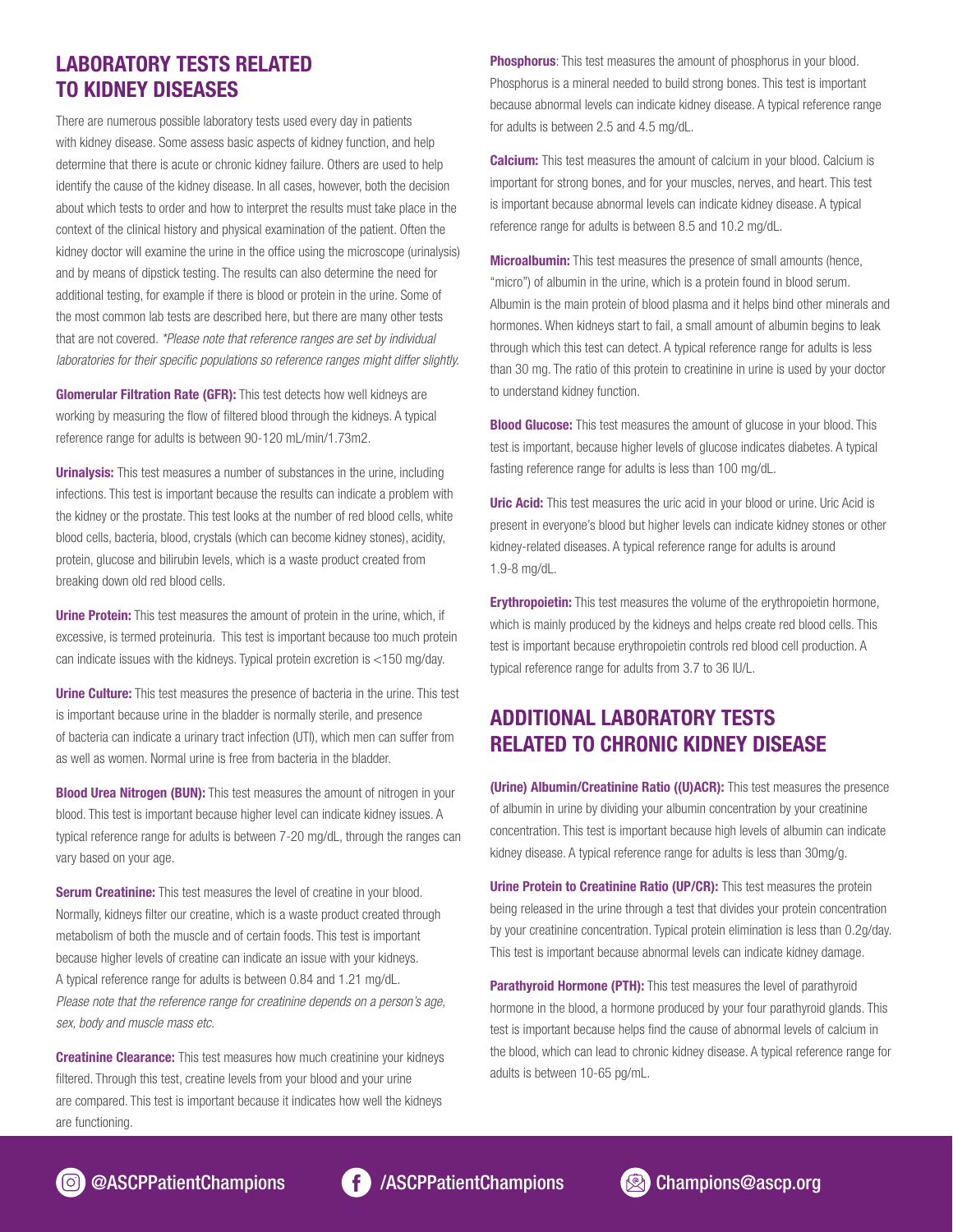## LABORATORY TESTS RELATED TO KIDNEY DISEASES

There are numerous possible laboratory tests used every day in patients with kidney disease. Some assess basic aspects of kidney function, and help determine that there is acute or chronic kidney failure. Others are used to help identify the cause of the kidney disease. In all cases, however, both the decision about which tests to order and how to interpret the results must take place in the context of the clinical history and physical examination of the patient. Often the kidney doctor will examine the urine in the office using the microscope (urinalysis) and by means of dipstick testing. The results can also determine the need for additional testing, for example if there is blood or protein in the urine. Some of the most common lab tests are described here, but there are many other tests that are not covered. *\*Please note that reference ranges are set by individual laboratories for their specific populations so reference ranges might differ slightly.*

**Glomerular Filtration Rate (GFR):** This test detects how well kidneys are working by measuring the flow of filtered blood through the kidneys. A typical reference range for adults is between 90-120 mL/min/1.73m2.

**Urinalysis:** This test measures a number of substances in the urine, including infections. This test is important because the results can indicate a problem with the kidney or the prostate. This test looks at the number of red blood cells, white blood cells, bacteria, blood, crystals (which can become kidney stones), acidity, protein, glucose and bilirubin levels, which is a waste product created from breaking down old red blood cells.

**Urine Protein:** This test measures the amount of protein in the urine, which, if excessive, is termed proteinuria. This test is important because too much protein can indicate issues with the kidneys. Typical protein excretion is <150 mg/day.

**Urine Culture:** This test measures the presence of bacteria in the urine. This test is important because urine in the bladder is normally sterile, and presence of bacteria can indicate a urinary tract infection (UTI), which men can suffer from as well as women. Normal urine is free from bacteria in the bladder.

**Blood Urea Nitrogen (BUN):** This test measures the amount of nitrogen in your blood. This test is important because higher level can indicate kidney issues. A typical reference range for adults is between 7-20 mg/dL, through the ranges can vary based on your age.

**Serum Creatinine:** This test measures the level of creatine in your blood. Normally, kidneys filter our creatine, which is a waste product created through metabolism of both the muscle and of certain foods. This test is important because higher levels of creatine can indicate an issue with your kidneys. A typical reference range for adults is between 0.84 and 1.21 mg/dL. *Please note that the reference range for creatinine depends on a person's age, sex, body and muscle mass etc.*

**Creatinine Clearance:** This test measures how much creatinine your kidneys filtered. Through this test, creatine levels from your blood and your urine are compared. This test is important because it indicates how well the kidneys are functioning.

**Phosphorus**: This test measures the amount of phosphorus in your blood. Phosphorus is a mineral needed to build strong bones. This test is important because abnormal levels can indicate kidney disease. A typical reference range for adults is between 2.5 and 4.5 mg/dL.

**Calcium:** This test measures the amount of calcium in your blood. Calcium is important for strong bones, and for your muscles, nerves, and heart. This test is important because abnormal levels can indicate kidney disease. A typical reference range for adults is between 8.5 and 10.2 mg/dL.

**Microalbumin:** This test measures the presence of small amounts (hence, "micro") of albumin in the urine, which is a protein found in blood serum. Albumin is the main protein of blood plasma and it helps bind other minerals and hormones. When kidneys start to fail, a small amount of albumin begins to leak through which this test can detect. A typical reference range for adults is less than 30 mg. The ratio of this protein to creatinine in urine is used by your doctor to understand kidney function.

**Blood Glucose:** This test measures the amount of glucose in your blood. This test is important, because higher levels of glucose indicates diabetes. A typical fasting reference range for adults is less than 100 mg/dL.

**Uric Acid:** This test measures the uric acid in your blood or urine. Uric Acid is present in everyone's blood but higher levels can indicate kidney stones or other kidney-related diseases. A typical reference range for adults is around 1.9-8 mg/dL.

**Erythropoietin:** This test measures the volume of the erythropoietin hormone, which is mainly produced by the kidneys and helps create red blood cells. This test is important because erythropoietin controls red blood cell production. A typical reference range for adults from 3.7 to 36 IU/L.

## ADDITIONAL LABORATORY TESTS RELATED TO CHRONIC KIDNEY DISEASE

**(Urine) Albumin/Creatinine Ratio ((U)ACR):** This test measures the presence of albumin in urine by dividing your albumin concentration by your creatinine concentration. This test is important because high levels of albumin can indicate kidney disease. A typical reference range for adults is less than 30mg/g.

**Urine Protein to Creatinine Ratio (UP/CR):** This test measures the protein being released in the urine through a test that divides your protein concentration by your creatinine concentration. Typical protein elimination is less than 0.2g/day. This test is important because abnormal levels can indicate kidney damage.

**Parathyroid Hormone (PTH):** This test measures the level of parathyroid hormone in the blood, a hormone produced by your four parathyroid glands. This test is important because helps find the cause of abnormal levels of calcium in the blood, which can lead to chronic kidney disease. A typical reference range for adults is between 10-65 pg/mL.

@ASCPPatientChampions /ASCPPatientChampions Champions@ascp.org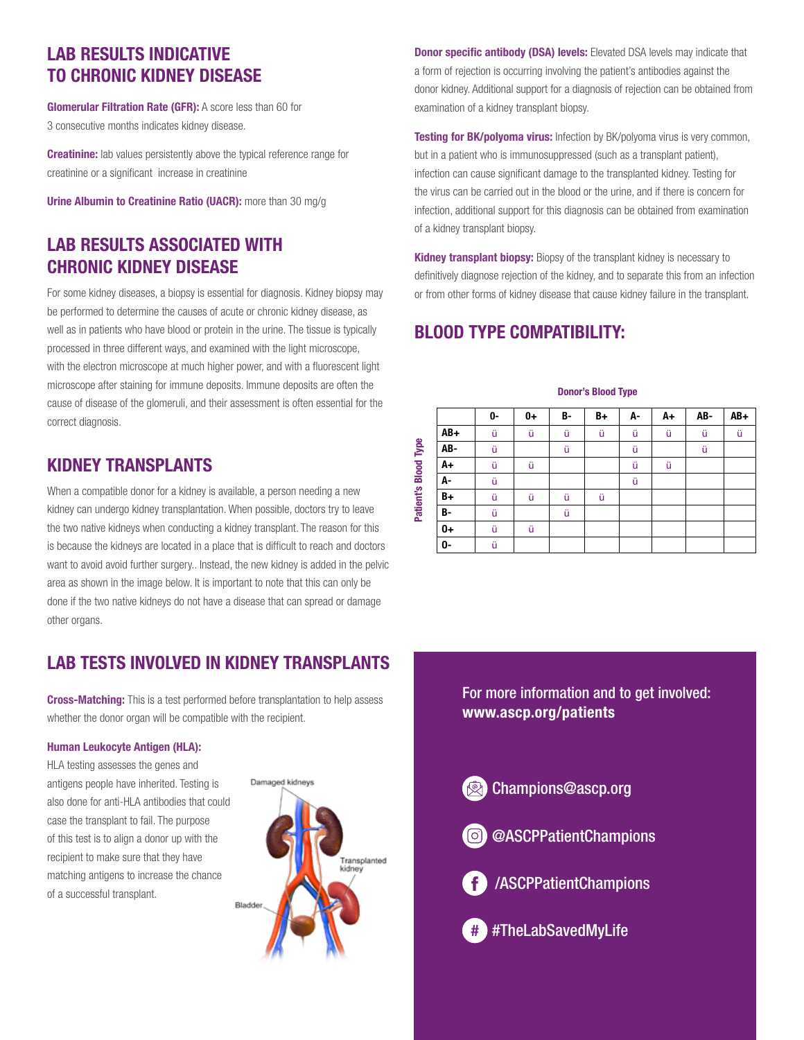## LAB RESULTS INDICATIVE TO CHRONIC KIDNEY DISEASE

**Glomerular Filtration Rate (GFR):** A score less than 60 for 3 consecutive months indicates kidney disease.

**Creatinine:** lab values persistently above the typical reference range for creatinine or a significant increase in creatinine

**Urine Albumin to Creatinine Ratio (UACR):** more than 30 mg/g

## LAB RESULTS ASSOCIATED WITH CHRONIC KIDNEY DISEASE

For some kidney diseases, a biopsy is essential for diagnosis. Kidney biopsy may be performed to determine the causes of acute or chronic kidney disease, as well as in patients who have blood or protein in the urine. The tissue is typically processed in three different ways, and examined with the light microscope, with the electron microscope at much higher power, and with a fluorescent light microscope after staining for immune deposits. Immune deposits are often the cause of disease of the glomeruli, and their assessment is often essential for the correct diagnosis.

## KIDNEY TRANSPLANTS

When a compatible donor for a kidney is available, a person needing a new kidney can undergo kidney transplantation. When possible, doctors try to leave the two native kidneys when conducting a kidney transplant. The reason for this is because the kidneys are located in a place that is difficult to reach and doctors want to avoid avoid further surgery.. Instead, the new kidney is added in the pelvic area as shown in the image below. It is important to note that this can only be done if the two native kidneys do not have a disease that can spread or damage other organs.

## LAB TESTS INVOLVED IN KIDNEY TRANSPLANTS

**Cross-Matching:** This is a test performed before transplantation to help assess whether the donor organ will be compatible with the recipient.

**Human Leukocyte Antigen (HLA):**

HLA testing assesses the genes and antigens people have inherited. Testing is also done for anti-HLA antibodies that could case the transplant to fail. The purpose of this test is to align a donor up with the recipient to make sure that they have matching antigens to increase the chance of a successful transplant.

Damaged kidneys

Transplanted kidney

Bladder

**Donor specific antibody (DSA) levels:** Elevated DSA levels may indicate that a form of rejection is occurring involving the patient's antibodies against the donor kidney. Additional support for a diagnosis of rejection can be obtained from examination of a kidney transplant biopsy.

**Testing for BK/polyoma virus:** Infection by BK/polyoma virus is very common, but in a patient who is immunosuppressed (such as a transplant patient), infection can cause significant damage to the transplanted kidney. Testing for the virus can be carried out in the blood or the urine, and if there is concern for infection, additional support for this diagnosis can be obtained from examination of a kidney transplant biopsy.

**Kidney transplant biopsy:** Biopsy of the transplant kidney is necessary to definitively diagnose rejection of the kidney, and to separate this from an infection or from other forms of kidney disease that cause kidney failure in the transplant.

## BLOOD TYPE COMPATIBILITY:

| Patient's Blood Type \ Donor's Blood Type | O- | O+ | B- | B+ | A- | A+ | AB- | AB+ |
|---|---|---|---|---|---|---|---|---|
| AB+ | ü | ü | ü | ü | ü | ü | ü | ü |
| AB- | ü | | ü | | ü | | ü | |
| A+ | ü | ü | | | ü | ü | | |
| A- | ü | | | | ü | | | |
| B+ | ü | ü | ü | ü | | | | |
| B- | ü | | ü | | | | | |
| O+ | ü | ü | | | | | | |
| O- | ü | | | | | | | |

For more information and to get involved:
**www.ascp.org/patients**

Champions@ascp.org

@ASCPPatientChampions

/ASCPPatientChampions

#TheLabSavedMyLife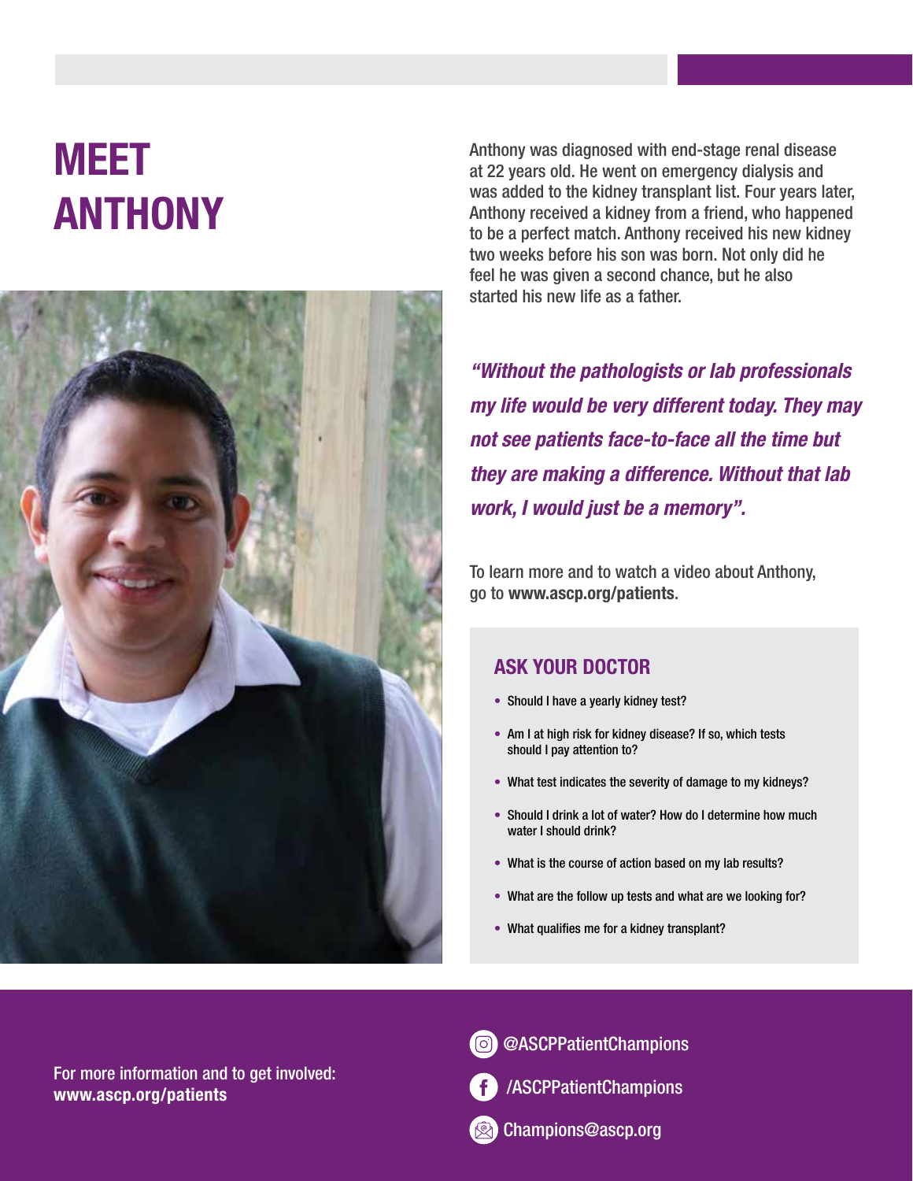# MEET ANTHONY

Anthony was diagnosed with end-stage renal disease at 22 years old. He went on emergency dialysis and was added to the kidney transplant list. Four years later, Anthony received a kidney from a friend, who happened to be a perfect match. Anthony received his new kidney two weeks before his son was born. Not only did he feel he was given a second chance, but he also started his new life as a father.

***"Without the pathologists or lab professionals my life would be very different today. They may not see patients face-to-face all the time but they are making a difference. Without that lab work, I would just be a memory".***

To learn more and to watch a video about Anthony, go to **www.ascp.org/patients**.

## ASK YOUR DOCTOR

- Should I have a yearly kidney test?
- Am I at high risk for kidney disease? If so, which tests should I pay attention to?
- What test indicates the severity of damage to my kidneys?
- Should I drink a lot of water? How do I determine how much water I should drink?
- What is the course of action based on my lab results?
- What are the follow up tests and what are we looking for?
- What qualifies me for a kidney transplant?

For more information and to get involved:
**www.ascp.org/patients**

@ASCPPatientChampions

/ASCPPatientChampions

Champions@ascp.org